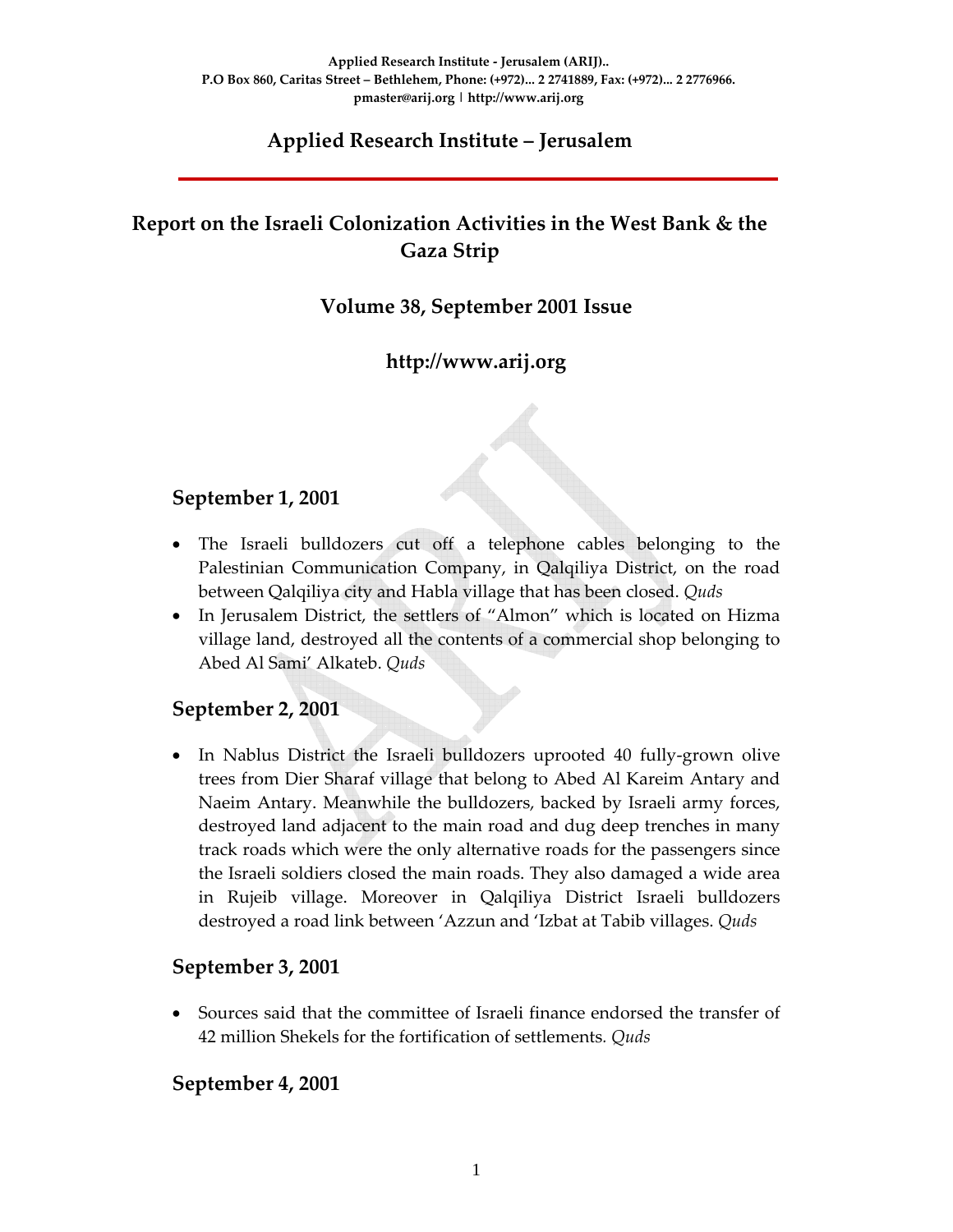Applied Research Institute - Jerusalem (ARIJ)..
P.O Box 860, Caritas Street – Bethlehem, Phone: (+972)... 2 2741889, Fax: (+972)... 2 2776966.
pmaster@arij.org | http://www.arij.org

# Applied Research Institute – Jerusalem

## Report on the Israeli Colonization Activities in the West Bank & the Gaza Strip

### Volume 38, September 2001 Issue

### http://www.arij.org

### September 1, 2001

- The Israeli bulldozers cut off a telephone cables belonging to the Palestinian Communication Company, in Qalqiliya District, on the road between Qalqiliya city and Habla village that has been closed. *Quds*
- In Jerusalem District, the settlers of "Almon" which is located on Hizma village land, destroyed all the contents of a commercial shop belonging to Abed Al Sami' Alkateb. *Quds*

### September 2, 2001

- In Nablus District the Israeli bulldozers uprooted 40 fully-grown olive trees from Dier Sharaf village that belong to Abed Al Kareim Antary and Naeim Antary. Meanwhile the bulldozers, backed by Israeli army forces, destroyed land adjacent to the main road and dug deep trenches in many track roads which were the only alternative roads for the passengers since the Israeli soldiers closed the main roads. They also damaged a wide area in Rujeib village. Moreover in Qalqiliya District Israeli bulldozers destroyed a road link between 'Azzun and 'Izbat at Tabib villages. *Quds*

### September 3, 2001

- Sources said that the committee of Israeli finance endorsed the transfer of 42 million Shekels for the fortification of settlements. *Quds*

### September 4, 2001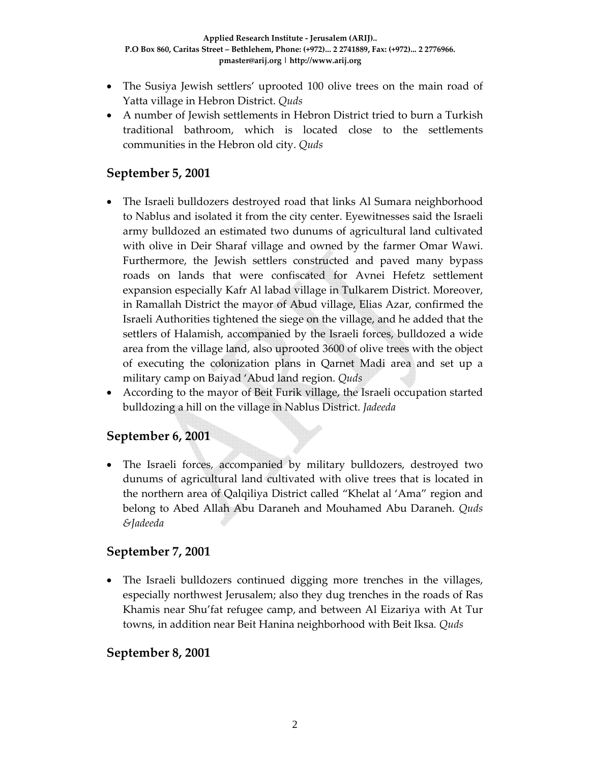- The Susiya Jewish settlers' uprooted 100 olive trees on the main road of Yatta village in Hebron District. *Quds*
- A number of Jewish settlements in Hebron District tried to burn a Turkish traditional bathroom, which is located close to the settlements communities in the Hebron old city. *Quds*

## September 5, 2001

- The Israeli bulldozers destroyed road that links Al Sumara neighborhood to Nablus and isolated it from the city center. Eyewitnesses said the Israeli army bulldozed an estimated two dunums of agricultural land cultivated with olive in Deir Sharaf village and owned by the farmer Omar Wawi. Furthermore, the Jewish settlers constructed and paved many bypass roads on lands that were confiscated for Avnei Hefetz settlement expansion especially Kafr Al labad village in Tulkarem District. Moreover, in Ramallah District the mayor of Abud village, Elias Azar, confirmed the Israeli Authorities tightened the siege on the village, and he added that the settlers of Halamish, accompanied by the Israeli forces, bulldozed a wide area from the village land, also uprooted 3600 of olive trees with the object of executing the colonization plans in Qarnet Madi area and set up a military camp on Baiyad 'Abud land region. *Quds*
- According to the mayor of Beit Furik village, the Israeli occupation started bulldozing a hill on the village in Nablus District. *Jadeeda*

## September 6, 2001

- The Israeli forces, accompanied by military bulldozers, destroyed two dunums of agricultural land cultivated with olive trees that is located in the northern area of Qalqiliya District called "Khelat al 'Ama" region and belong to Abed Allah Abu Daraneh and Mouhamed Abu Daraneh. *Quds &Jadeeda*

## September 7, 2001

- The Israeli bulldozers continued digging more trenches in the villages, especially northwest Jerusalem; also they dug trenches in the roads of Ras Khamis near Shu'fat refugee camp, and between Al Eizariya with At Tur towns, in addition near Beit Hanina neighborhood with Beit Iksa. *Quds*

## September 8, 2001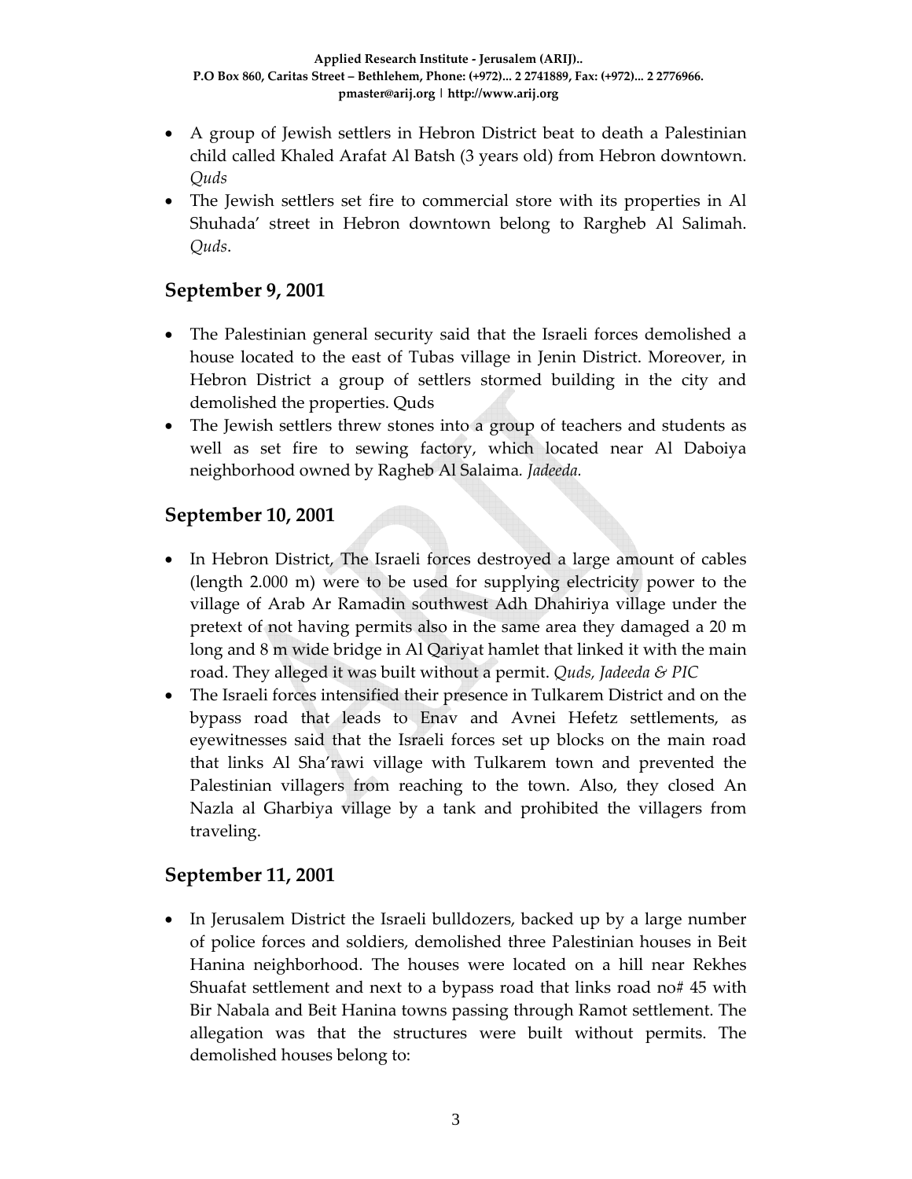- A group of Jewish settlers in Hebron District beat to death a Palestinian child called Khaled Arafat Al Batsh (3 years old) from Hebron downtown. *Quds*
- The Jewish settlers set fire to commercial store with its properties in Al Shuhada' street in Hebron downtown belong to Rargheb Al Salimah. *Quds*.

## September 9, 2001

- The Palestinian general security said that the Israeli forces demolished a house located to the east of Tubas village in Jenin District. Moreover, in Hebron District a group of settlers stormed building in the city and demolished the properties. Quds
- The Jewish settlers threw stones into a group of teachers and students as well as set fire to sewing factory, which located near Al Daboiya neighborhood owned by Ragheb Al Salaima. *Jadeeda.*

## September 10, 2001

- In Hebron District, The Israeli forces destroyed a large amount of cables (length 2.000 m) were to be used for supplying electricity power to the village of Arab Ar Ramadin southwest Adh Dhahiriya village under the pretext of not having permits also in the same area they damaged a 20 m long and 8 m wide bridge in Al Qariyat hamlet that linked it with the main road. They alleged it was built without a permit. *Quds, Jadeeda & PIC*
- The Israeli forces intensified their presence in Tulkarem District and on the bypass road that leads to Enav and Avnei Hefetz settlements, as eyewitnesses said that the Israeli forces set up blocks on the main road that links Al Sha'rawi village with Tulkarem town and prevented the Palestinian villagers from reaching to the town. Also, they closed An Nazla al Gharbiya village by a tank and prohibited the villagers from traveling.

## September 11, 2001

- In Jerusalem District the Israeli bulldozers, backed up by a large number of police forces and soldiers, demolished three Palestinian houses in Beit Hanina neighborhood. The houses were located on a hill near Rekhes Shuafat settlement and next to a bypass road that links road no# 45 with Bir Nabala and Beit Hanina towns passing through Ramot settlement. The allegation was that the structures were built without permits. The demolished houses belong to: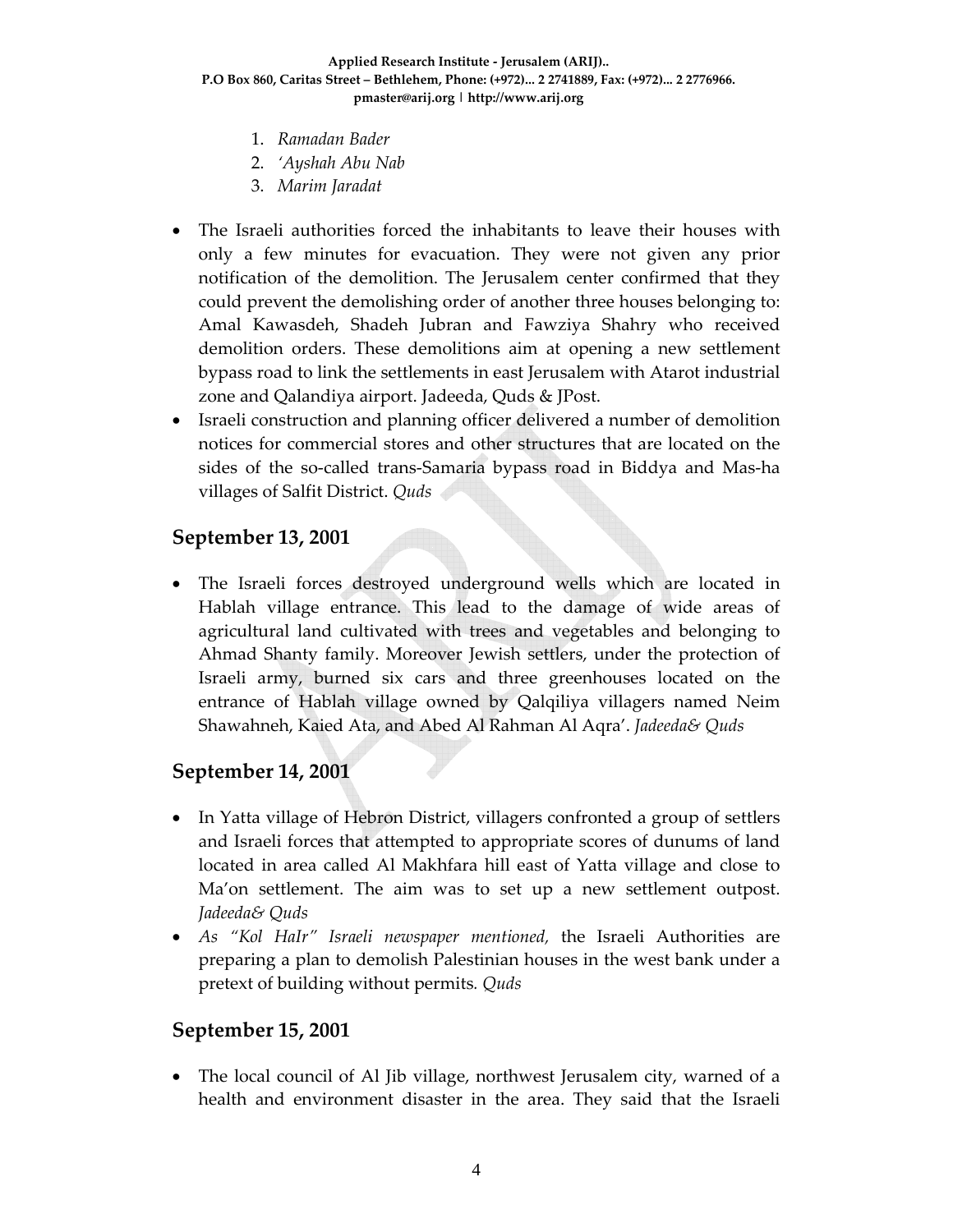1. *Ramadan Bader*
2. *'Ayshah Abu Nab*
3. *Marim Jaradat*

- The Israeli authorities forced the inhabitants to leave their houses with only a few minutes for evacuation. They were not given any prior notification of the demolition. The Jerusalem center confirmed that they could prevent the demolishing order of another three houses belonging to: Amal Kawasdeh, Shadeh Jubran and Fawziya Shahry who received demolition orders. These demolitions aim at opening a new settlement bypass road to link the settlements in east Jerusalem with Atarot industrial zone and Qalandiya airport. Jadeeda, Quds & JPost.
- Israeli construction and planning officer delivered a number of demolition notices for commercial stores and other structures that are located on the sides of the so-called trans-Samaria bypass road in Biddya and Mas-ha villages of Salfit District. *Quds*

## September 13, 2001

- The Israeli forces destroyed underground wells which are located in Hablah village entrance. This lead to the damage of wide areas of agricultural land cultivated with trees and vegetables and belonging to Ahmad Shanty family. Moreover Jewish settlers, under the protection of Israeli army, burned six cars and three greenhouses located on the entrance of Hablah village owned by Qalqiliya villagers named Neim Shawahneh, Kaied Ata, and Abed Al Rahman Al Aqra'. *Jadeeda& Quds*

## September 14, 2001

- In Yatta village of Hebron District, villagers confronted a group of settlers and Israeli forces that attempted to appropriate scores of dunums of land located in area called Al Makhfara hill east of Yatta village and close to Ma'on settlement. The aim was to set up a new settlement outpost. *Jadeeda& Quds*
- *As "Kol HaIr" Israeli newspaper mentioned,* the Israeli Authorities are preparing a plan to demolish Palestinian houses in the west bank under a pretext of building without permits. *Quds*

## September 15, 2001

- The local council of Al Jib village, northwest Jerusalem city, warned of a health and environment disaster in the area. They said that the Israeli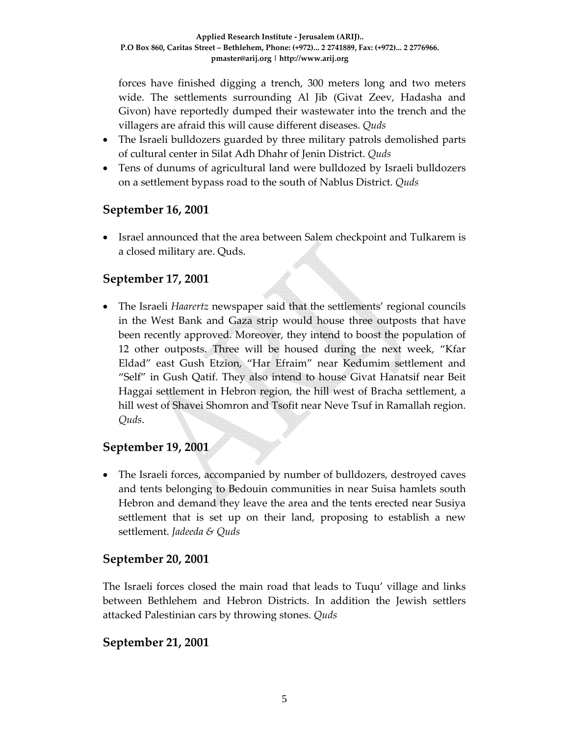forces have finished digging a trench, 300 meters long and two meters wide. The settlements surrounding Al Jib (Givat Zeev, Hadasha and Givon) have reportedly dumped their wastewater into the trench and the villagers are afraid this will cause different diseases. *Quds*

- The Israeli bulldozers guarded by three military patrols demolished parts of cultural center in Silat Adh Dhahr of Jenin District. *Quds*
- Tens of dunums of agricultural land were bulldozed by Israeli bulldozers on a settlement bypass road to the south of Nablus District. *Quds*

## September 16, 2001

- Israel announced that the area between Salem checkpoint and Tulkarem is a closed military are. Quds.

## September 17, 2001

- The Israeli *Haarertz* newspaper said that the settlements' regional councils in the West Bank and Gaza strip would house three outposts that have been recently approved. Moreover, they intend to boost the population of 12 other outposts. Three will be housed during the next week, "Kfar Eldad" east Gush Etzion, "Har Efraim" near Kedumim settlement and "Self" in Gush Qatif. They also intend to house Givat Hanatsif near Beit Haggai settlement in Hebron region, the hill west of Bracha settlement, a hill west of Shavei Shomron and Tsofit near Neve Tsuf in Ramallah region. *Quds*.

## September 19, 2001

- The Israeli forces, accompanied by number of bulldozers, destroyed caves and tents belonging to Bedouin communities in near Suisa hamlets south Hebron and demand they leave the area and the tents erected near Susiya settlement that is set up on their land, proposing to establish a new settlement. *Jadeeda & Quds*

## September 20, 2001

The Israeli forces closed the main road that leads to Tuqu' village and links between Bethlehem and Hebron Districts. In addition the Jewish settlers attacked Palestinian cars by throwing stones. *Quds*

## September 21, 2001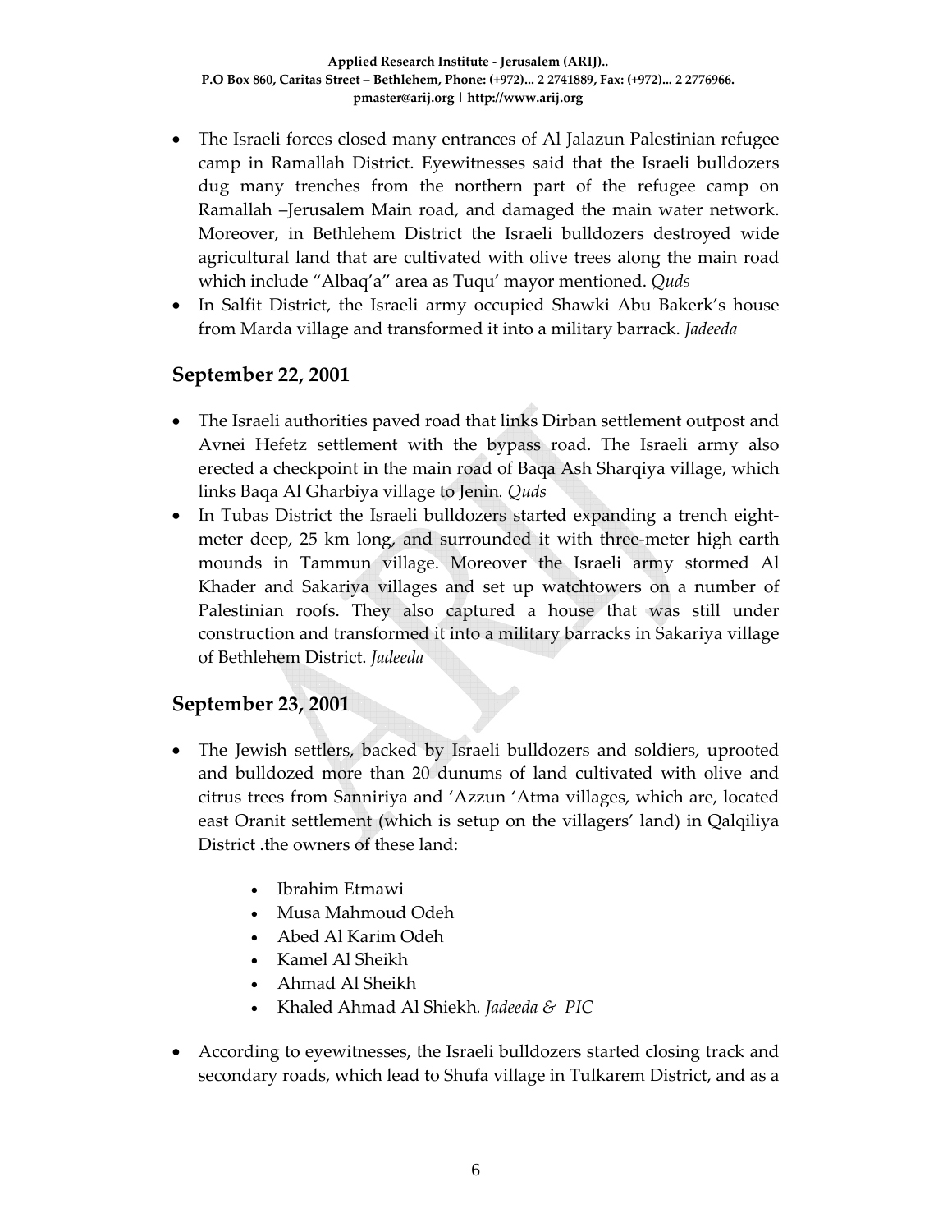- The Israeli forces closed many entrances of Al Jalazun Palestinian refugee camp in Ramallah District. Eyewitnesses said that the Israeli bulldozers dug many trenches from the northern part of the refugee camp on Ramallah –Jerusalem Main road, and damaged the main water network. Moreover, in Bethlehem District the Israeli bulldozers destroyed wide agricultural land that are cultivated with olive trees along the main road which include "Albaq'a" area as Tuqu' mayor mentioned. *Quds*
- In Salfit District, the Israeli army occupied Shawki Abu Bakerk's house from Marda village and transformed it into a military barrack. *Jadeeda*

## September 22, 2001

- The Israeli authorities paved road that links Dirban settlement outpost and Avnei Hefetz settlement with the bypass road. The Israeli army also erected a checkpoint in the main road of Baqa Ash Sharqiya village, which links Baqa Al Gharbiya village to Jenin. *Quds*
- In Tubas District the Israeli bulldozers started expanding a trench eight-meter deep, 25 km long, and surrounded it with three-meter high earth mounds in Tammun village. Moreover the Israeli army stormed Al Khader and Sakariya villages and set up watchtowers on a number of Palestinian roofs. They also captured a house that was still under construction and transformed it into a military barracks in Sakariya village of Bethlehem District. *Jadeeda*

## September 23, 2001

- The Jewish settlers, backed by Israeli bulldozers and soldiers, uprooted and bulldozed more than 20 dunums of land cultivated with olive and citrus trees from Sanniriya and 'Azzun 'Atma villages, which are, located east Oranit settlement (which is setup on the villagers' land) in Qalqiliya District .the owners of these land:
    - Ibrahim Etmawi
    - Musa Mahmoud Odeh
    - Abed Al Karim Odeh
    - Kamel Al Sheikh
    - Ahmad Al Sheikh
    - Khaled Ahmad Al Shiekh. *Jadeeda & PIC*
- According to eyewitnesses, the Israeli bulldozers started closing track and secondary roads, which lead to Shufa village in Tulkarem District, and as a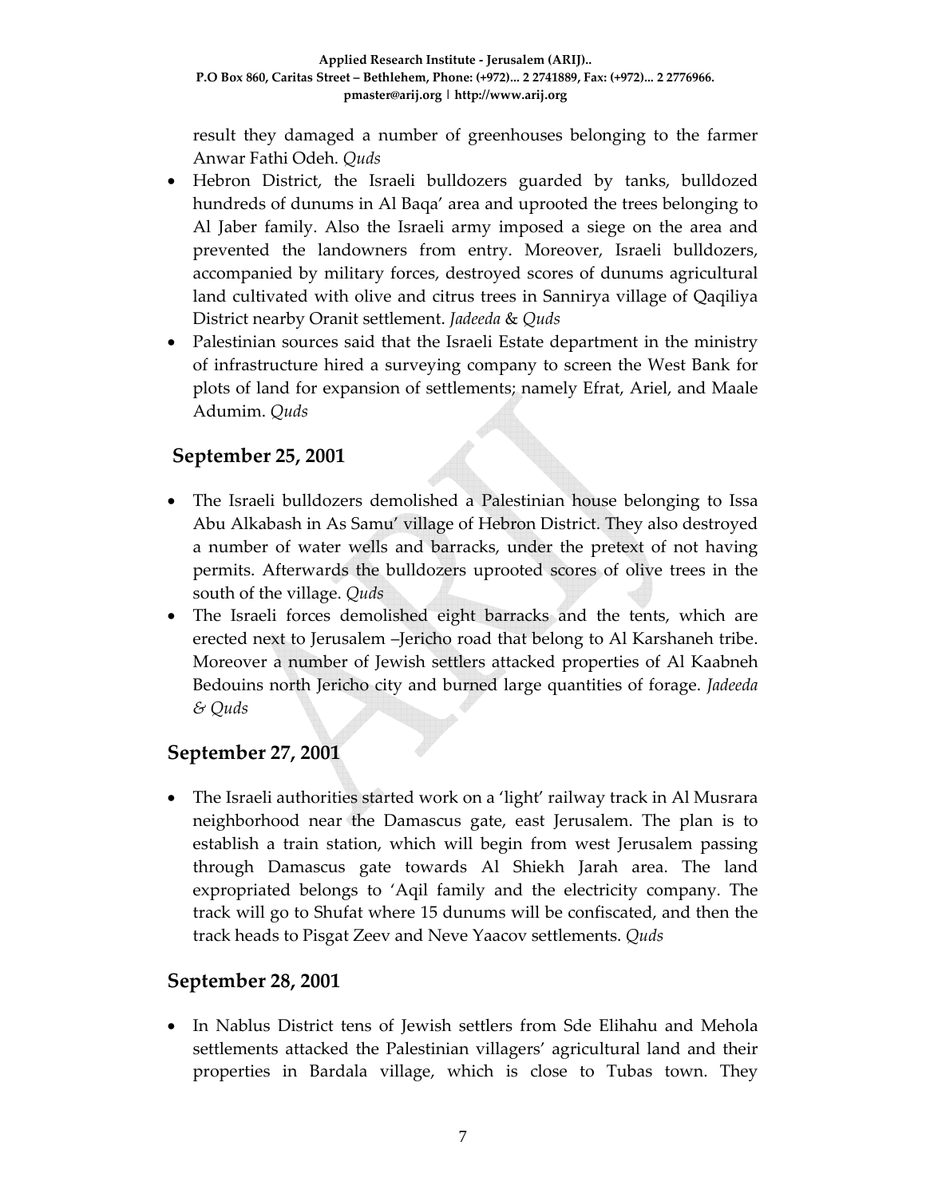result they damaged a number of greenhouses belonging to the farmer Anwar Fathi Odeh. *Quds*

- Hebron District, the Israeli bulldozers guarded by tanks, bulldozed hundreds of dunums in Al Baqa' area and uprooted the trees belonging to Al Jaber family. Also the Israeli army imposed a siege on the area and prevented the landowners from entry. Moreover, Israeli bulldozers, accompanied by military forces, destroyed scores of dunums agricultural land cultivated with olive and citrus trees in Sannirya village of Qaqiliya District nearby Oranit settlement. *Jadeeda* & *Quds*
- Palestinian sources said that the Israeli Estate department in the ministry of infrastructure hired a surveying company to screen the West Bank for plots of land for expansion of settlements; namely Efrat, Ariel, and Maale Adumim. *Quds*

## September 25, 2001

- The Israeli bulldozers demolished a Palestinian house belonging to Issa Abu Alkabash in As Samu' village of Hebron District. They also destroyed a number of water wells and barracks, under the pretext of not having permits. Afterwards the bulldozers uprooted scores of olive trees in the south of the village. *Quds*
- The Israeli forces demolished eight barracks and the tents, which are erected next to Jerusalem –Jericho road that belong to Al Karshaneh tribe. Moreover a number of Jewish settlers attacked properties of Al Kaabneh Bedouins north Jericho city and burned large quantities of forage. *Jadeeda & Quds*

## September 27, 2001

- The Israeli authorities started work on a 'light' railway track in Al Musrara neighborhood near the Damascus gate, east Jerusalem. The plan is to establish a train station, which will begin from west Jerusalem passing through Damascus gate towards Al Shiekh Jarah area. The land expropriated belongs to 'Aqil family and the electricity company. The track will go to Shufat where 15 dunums will be confiscated, and then the track heads to Pisgat Zeev and Neve Yaacov settlements. *Quds*

## September 28, 2001

- In Nablus District tens of Jewish settlers from Sde Elihahu and Mehola settlements attacked the Palestinian villagers' agricultural land and their properties in Bardala village, which is close to Tubas town. They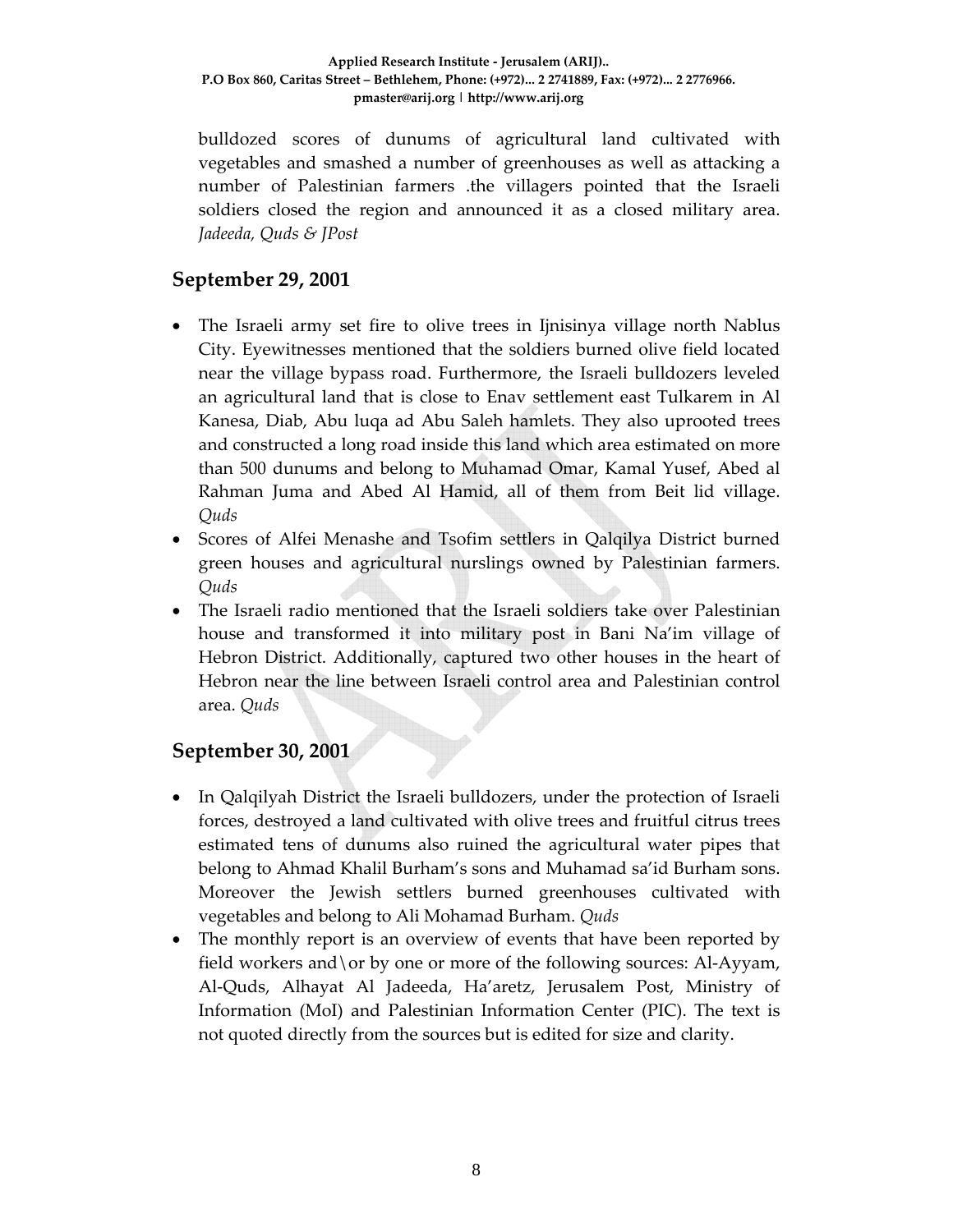bulldozed scores of dunums of agricultural land cultivated with vegetables and smashed a number of greenhouses as well as attacking a number of Palestinian farmers .the villagers pointed that the Israeli soldiers closed the region and announced it as a closed military area. *Jadeeda, Quds & JPost*

## September 29, 2001

- The Israeli army set fire to olive trees in Ijnisinya village north Nablus City. Eyewitnesses mentioned that the soldiers burned olive field located near the village bypass road. Furthermore, the Israeli bulldozers leveled an agricultural land that is close to Enav settlement east Tulkarem in Al Kanesa, Diab, Abu luqa ad Abu Saleh hamlets. They also uprooted trees and constructed a long road inside this land which area estimated on more than 500 dunums and belong to Muhamad Omar, Kamal Yusef, Abed al Rahman Juma and Abed Al Hamid, all of them from Beit lid village. *Quds*
- Scores of Alfei Menashe and Tsofim settlers in Qalqilya District burned green houses and agricultural nurslings owned by Palestinian farmers. *Quds*
- The Israeli radio mentioned that the Israeli soldiers take over Palestinian house and transformed it into military post in Bani Na'im village of Hebron District. Additionally, captured two other houses in the heart of Hebron near the line between Israeli control area and Palestinian control area. *Quds*

## September 30, 2001

- In Qalqilyah District the Israeli bulldozers, under the protection of Israeli forces, destroyed a land cultivated with olive trees and fruitful citrus trees estimated tens of dunums also ruined the agricultural water pipes that belong to Ahmad Khalil Burham's sons and Muhamad sa'id Burham sons. Moreover the Jewish settlers burned greenhouses cultivated with vegetables and belong to Ali Mohamad Burham. *Quds*
- The monthly report is an overview of events that have been reported by field workers and\or by one or more of the following sources: Al-Ayyam, Al-Quds, Alhayat Al Jadeeda, Ha'aretz, Jerusalem Post, Ministry of Information (MoI) and Palestinian Information Center (PIC). The text is not quoted directly from the sources but is edited for size and clarity.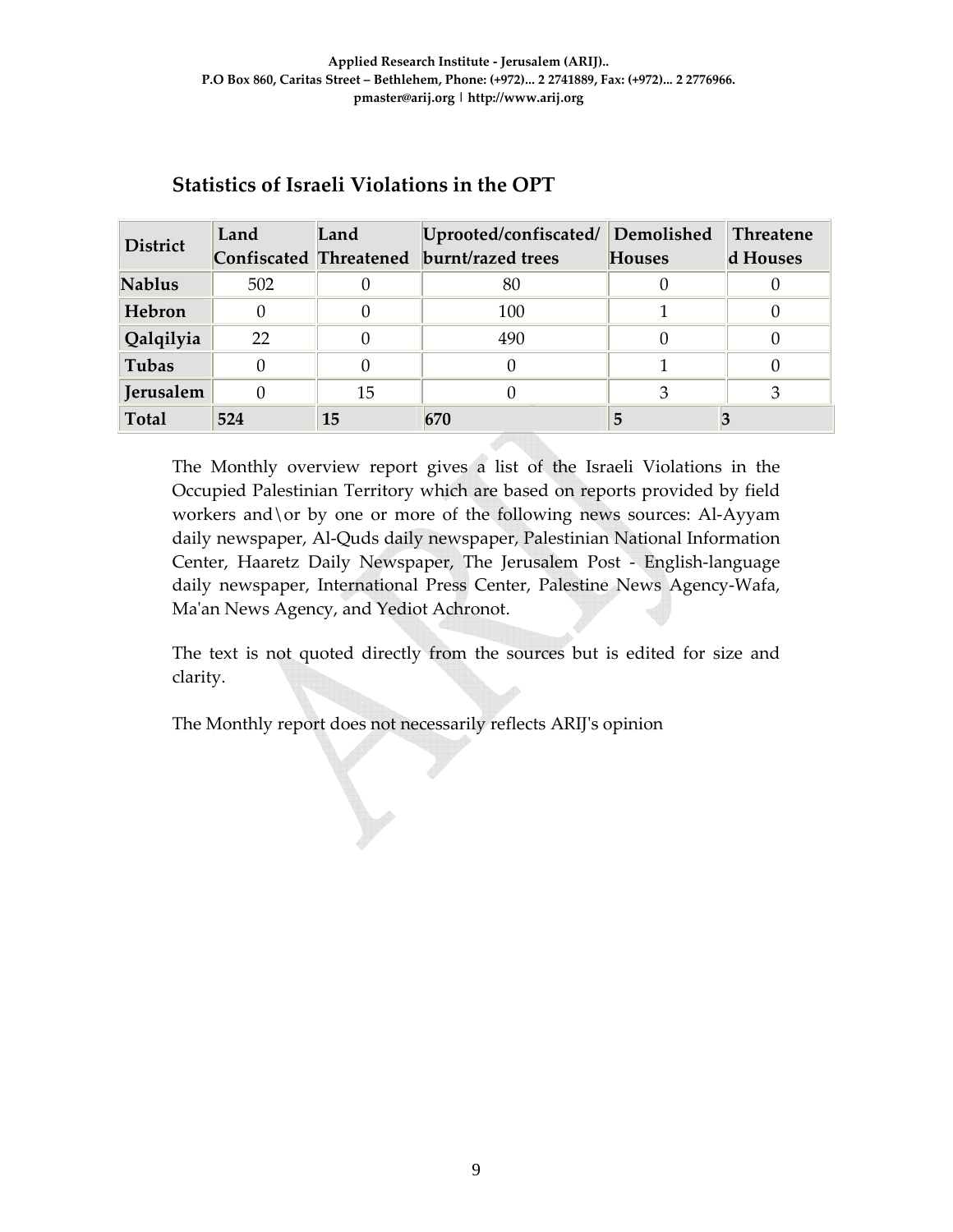## Statistics of Israeli Violations in the OPT

| District | Land Confiscated | Land Threatened | Uprooted/confiscated/ burnt/razed trees | Demolished Houses | Threatened Houses |
|---|---|---|---|---|---|
| **Nablus** | 502 | 0 | 80 | 0 | 0 |
| **Hebron** | 0 | 0 | 100 | 1 | 0 |
| **Qalqilyia** | 22 | 0 | 490 | 0 | 0 |
| **Tubas** | 0 | 0 | 0 | 1 | 0 |
| **Jerusalem** | 0 | 15 | 0 | 3 | 3 |
| **Total** | **524** | **15** | **670** | **5** | **3** |

The Monthly overview report gives a list of the Israeli Violations in the Occupied Palestinian Territory which are based on reports provided by field workers and\or by one or more of the following news sources: Al-Ayyam daily newspaper, Al-Quds daily newspaper, Palestinian National Information Center, Haaretz Daily Newspaper, The Jerusalem Post - English-language daily newspaper, International Press Center, Palestine News Agency-Wafa, Ma'an News Agency, and Yediot Achronot.

The text is not quoted directly from the sources but is edited for size and clarity.

The Monthly report does not necessarily reflects ARIJ's opinion